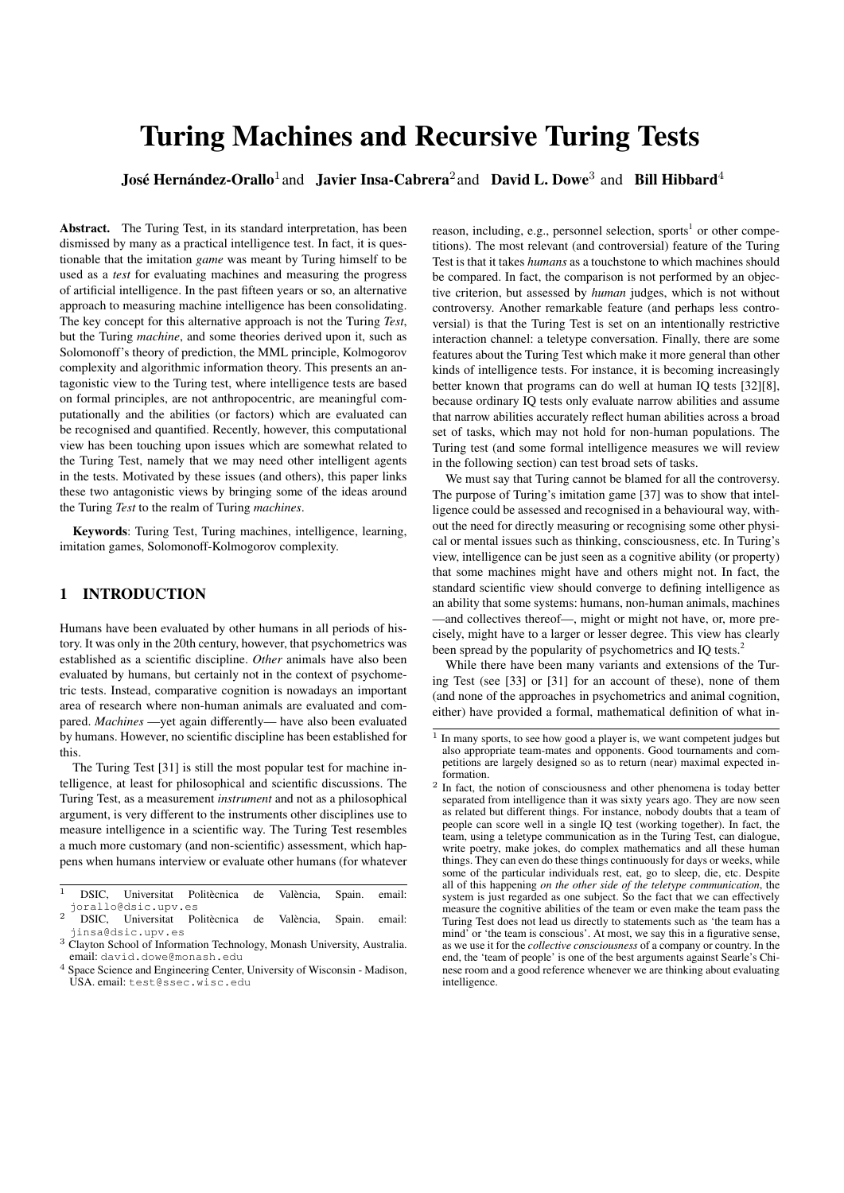# Turing Machines and Recursive Turing Tests

**José Hernández-Orallo**[1] and **Javier Insa-Cabrera**[2] and **David L. Dowe**[3] and **Bill Hibbard**[4]

**Abstract.** The Turing Test, in its standard interpretation, has been dismissed by many as a practical intelligence test. In fact, it is questionable that the imitation *game* was meant by Turing himself to be used as a *test* for evaluating machines and measuring the progress of artificial intelligence. In the past fifteen years or so, an alternative approach to measuring machine intelligence has been consolidating. The key concept for this alternative approach is not the Turing *Test*, but the Turing *machine*, and some theories derived upon it, such as Solomonoff's theory of prediction, the MML principle, Kolmogorov complexity and algorithmic information theory. This presents an antagonistic view to the Turing test, where intelligence tests are based on formal principles, are not anthropocentric, are meaningful computationally and the abilities (or factors) which are evaluated can be recognised and quantified. Recently, however, this computational view has been touching upon issues which are somewhat related to the Turing Test, namely that we may need other intelligent agents in the tests. Motivated by these issues (and others), this paper links these two antagonistic views by bringing some of the ideas around the Turing *Test* to the realm of Turing *machines*.

**Keywords**: Turing Test, Turing machines, intelligence, learning, imitation games, Solomonoff-Kolmogorov complexity.

## 1 INTRODUCTION

Humans have been evaluated by other humans in all periods of history. It was only in the 20th century, however, that psychometrics was established as a scientific discipline. *Other* animals have also been evaluated by humans, but certainly not in the context of psychometric tests. Instead, comparative cognition is nowadays an important area of research where non-human animals are evaluated and compared. *Machines* —yet again differently— have also been evaluated by humans. However, no scientific discipline has been established for this.

The Turing Test [31] is still the most popular test for machine intelligence, at least for philosophical and scientific discussions. The Turing Test, as a measurement *instrument* and not as a philosophical argument, is very different to the instruments other disciplines use to measure intelligence in a scientific way. The Turing Test resembles a much more customary (and non-scientific) assessment, which happens when humans interview or evaluate other humans (for whatever reason, including, e.g., personnel selection, sports[1] or other competitions). The most relevant (and controversial) feature of the Turing Test is that it takes *humans* as a touchstone to which machines should be compared. In fact, the comparison is not performed by an objective criterion, but assessed by *human* judges, which is not without controversy. Another remarkable feature (and perhaps less controversial) is that the Turing Test is set on an intentionally restrictive interaction channel: a teletype conversation. Finally, there are some features about the Turing Test which make it more general than other kinds of intelligence tests. For instance, it is becoming increasingly better known that programs can do well at human IQ tests [32][8], because ordinary IQ tests only evaluate narrow abilities and assume that narrow abilities accurately reflect human abilities across a broad set of tasks, which may not hold for non-human populations. The Turing test (and some formal intelligence measures we will review in the following section) can test broad sets of tasks.

We must say that Turing cannot be blamed for all the controversy. The purpose of Turing's imitation game [37] was to show that intelligence could be assessed and recognised in a behavioural way, without the need for directly measuring or recognising some other physical or mental issues such as thinking, consciousness, etc. In Turing's view, intelligence can be just seen as a cognitive ability (or property) that some machines might have and others might not. In fact, the standard scientific view should converge to defining intelligence as an ability that some systems: humans, non-human animals, machines —and collectives thereof—, might or might not have, or, more precisely, might have to a larger or lesser degree. This view has clearly been spread by the popularity of psychometrics and IQ tests.[2]

While there have been many variants and extensions of the Turing Test (see [33] or [31] for an account of these), none of them (and none of the approaches in psychometrics and animal cognition, either) have provided a formal, mathematical definition of what in-

---

[1] DSIC, Universitat Politècnica de València, Spain. email: jorallo@dsic.upv.es

[2] DSIC, Universitat Politècnica de València, Spain. email: jinsa@dsic.upv.es

[3] Clayton School of Information Technology, Monash University, Australia. email: david.dowe@monash.edu

[4] Space Science and Engineering Center, University of Wisconsin - Madison, USA. email: test@ssec.wisc.edu

[1] In many sports, to see how good a player is, we want competent judges but also appropriate team-mates and opponents. Good tournaments and competitions are largely designed so as to return (near) maximal expected information.

[2] In fact, the notion of consciousness and other phenomena is today better separated from intelligence than it was sixty years ago. They are now seen as related but different things. For instance, nobody doubts that a team of people can score well in a single IQ test (working together). In fact, the team, using a teletype communication as in the Turing Test, can dialogue, write poetry, make jokes, do complex mathematics and all these human things. They can even do these things continuously for days or weeks, while some of the particular individuals rest, eat, go to sleep, die, etc. Despite all of this happening *on the other side of the teletype communication*, the system is just regarded as one subject. So the fact that we can effectively measure the cognitive abilities of the team or even make the team pass the Turing Test does not lead us directly to statements such as 'the team has a mind' or 'the team is conscious'. At most, we say this in a figurative sense, as we use it for the *collective consciousness* of a company or country. In the end, the 'team of people' is one of the best arguments against Searle's Chinese room and a good reference whenever we are thinking about evaluating intelligence.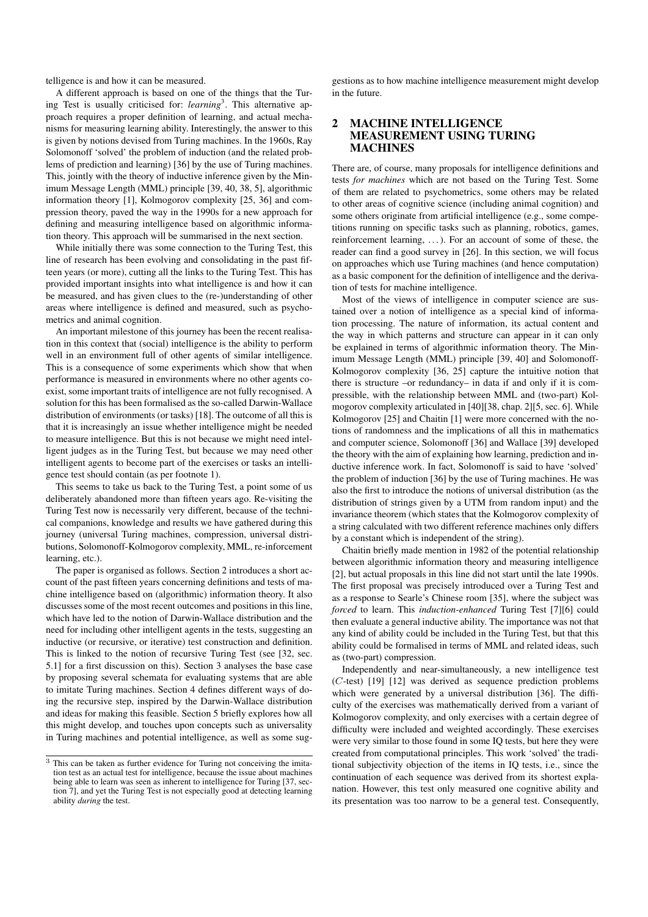telligence is and how it can be measured.

A different approach is based on one of the things that the Turing Test is usually criticised for: *learning*[3]. This alternative approach requires a proper definition of learning, and actual mechanisms for measuring learning ability. Interestingly, the answer to this is given by notions devised from Turing machines. In the 1960s, Ray Solomonoff 'solved' the problem of induction (and the related problems of prediction and learning) [36] by the use of Turing machines. This, jointly with the theory of inductive inference given by the Minimum Message Length (MML) principle [39, 40, 38, 5], algorithmic information theory [1], Kolmogorov complexity [25, 36] and compression theory, paved the way in the 1990s for a new approach for defining and measuring intelligence based on algorithmic information theory. This approach will be summarised in the next section.

While initially there was some connection to the Turing Test, this line of research has been evolving and consolidating in the past fifteen years (or more), cutting all the links to the Turing Test. This has provided important insights into what intelligence is and how it can be measured, and has given clues to the (re-)understanding of other areas where intelligence is defined and measured, such as psychometrics and animal cognition.

An important milestone of this journey has been the recent realisation in this context that (social) intelligence is the ability to perform well in an environment full of other agents of similar intelligence. This is a consequence of some experiments which show that when performance is measured in environments where no other agents co-exist, some important traits of intelligence are not fully recognised. A solution for this has been formalised as the so-called Darwin-Wallace distribution of environments (or tasks) [18]. The outcome of all this is that it is increasingly an issue whether intelligence might be needed to measure intelligence. But this is not because we might need intelligent judges as in the Turing Test, but because we may need other intelligent agents to become part of the exercises or tasks an intelligence test should contain (as per footnote 1).

This seems to take us back to the Turing Test, a point some of us deliberately abandoned more than fifteen years ago. Re-visiting the Turing Test now is necessarily very different, because of the technical companions, knowledge and results we have gathered during this journey (universal Turing machines, compression, universal distributions, Solomonoff-Kolmogorov complexity, MML, re-inforcement learning, etc.).

The paper is organised as follows. Section 2 introduces a short account of the past fifteen years concerning definitions and tests of machine intelligence based on (algorithmic) information theory. It also discusses some of the most recent outcomes and positions in this line, which have led to the notion of Darwin-Wallace distribution and the need for including other intelligent agents in the tests, suggesting an inductive (or recursive, or iterative) test construction and definition. This is linked to the notion of recursive Turing Test (see [32, sec. 5.1] for a first discussion on this). Section 3 analyses the base case by proposing several schemata for evaluating systems that are able to imitate Turing machines. Section 4 defines different ways of doing the recursive step, inspired by the Darwin-Wallace distribution and ideas for making this feasible. Section 5 briefly explores how all this might develop, and touches upon concepts such as universality in Turing machines and potential intelligence, as well as some suggestions as to how machine intelligence measurement might develop in the future.

[3] This can be taken as further evidence for Turing not conceiving the imitation test as an actual test for intelligence, because the issue about machines being able to learn was seen as inherent to intelligence for Turing [37, section 7], and yet the Turing Test is not especially good at detecting learning ability *during* the test.

## 2 MACHINE INTELLIGENCE MEASUREMENT USING TURING MACHINES

There are, of course, many proposals for intelligence definitions and tests *for machines* which are not based on the Turing Test. Some of them are related to psychometrics, some others may be related to other areas of cognitive science (including animal cognition) and some others originate from artificial intelligence (e.g., some competitions running on specific tasks such as planning, robotics, games, reinforcement learning, ...). For an account of some of these, the reader can find a good survey in [26]. In this section, we will focus on approaches which use Turing machines (and hence computation) as a basic component for the definition of intelligence and the derivation of tests for machine intelligence.

Most of the views of intelligence in computer science are sustained over a notion of intelligence as a special kind of information processing. The nature of information, its actual content and the way in which patterns and structure can appear in it can only be explained in terms of algorithmic information theory. The Minimum Message Length (MML) principle [39, 40] and Solomonoff-Kolmogorov complexity [36, 25] capture the intuitive notion that there is structure –or redundancy– in data if and only if it is compressible, with the relationship between MML and (two-part) Kolmogorov complexity articulated in [40][38, chap. 2][5, sec. 6]. While Kolmogorov [25] and Chaitin [1] were more concerned with the notions of randomness and the implications of all this in mathematics and computer science, Solomonoff [36] and Wallace [39] developed the theory with the aim of explaining how learning, prediction and inductive inference work. In fact, Solomonoff is said to have 'solved' the problem of induction [36] by the use of Turing machines. He was also the first to introduce the notions of universal distribution (as the distribution of strings given by a UTM from random input) and the invariance theorem (which states that the Kolmogorov complexity of a string calculated with two different reference machines only differs by a constant which is independent of the string).

Chaitin briefly made mention in 1982 of the potential relationship between algorithmic information theory and measuring intelligence [2], but actual proposals in this line did not start until the late 1990s. The first proposal was precisely introduced over a Turing Test and as a response to Searle's Chinese room [35], where the subject was *forced* to learn. This *induction-enhanced* Turing Test [7][6] could then evaluate a general inductive ability. The importance was not that any kind of ability could be included in the Turing Test, but that this ability could be formalised in terms of MML and related ideas, such as (two-part) compression.

Independently and near-simultaneously, a new intelligence test ($C$-test) [19] [12] was derived as sequence prediction problems which were generated by a universal distribution [36]. The difficulty of the exercises was mathematically derived from a variant of Kolmogorov complexity, and only exercises with a certain degree of difficulty were included and weighted accordingly. These exercises were very similar to those found in some IQ tests, but here they were created from computational principles. This work 'solved' the traditional subjectivity objection of the items in IQ tests, i.e., since the continuation of each sequence was derived from its shortest explanation. However, this test only measured one cognitive ability and its presentation was too narrow to be a general test. Consequently,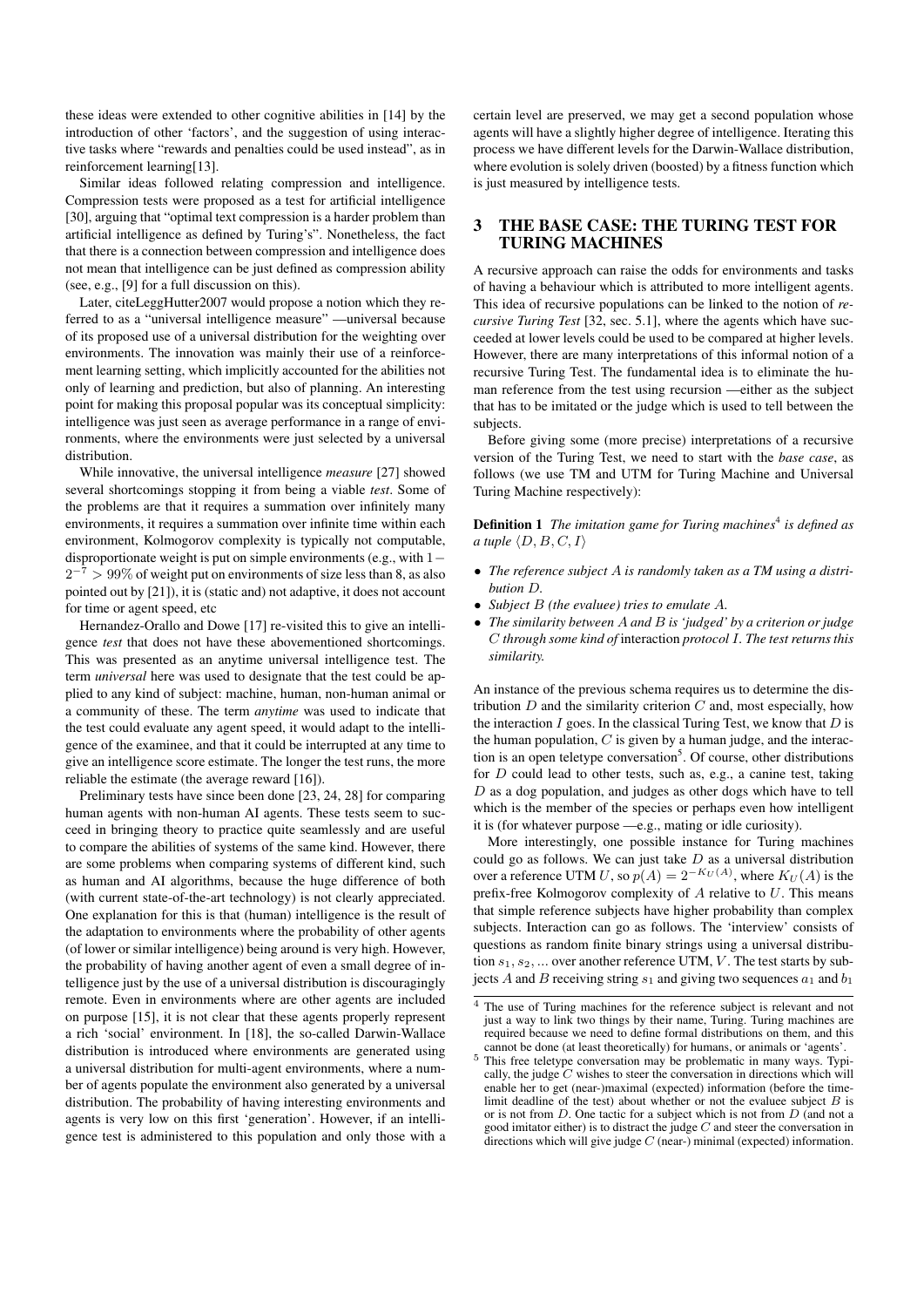these ideas were extended to other cognitive abilities in [14] by the introduction of other 'factors', and the suggestion of using interactive tasks where "rewards and penalties could be used instead", as in reinforcement learning[13].

Similar ideas followed relating compression and intelligence. Compression tests were proposed as a test for artificial intelligence [30], arguing that "optimal text compression is a harder problem than artificial intelligence as defined by Turing's". Nonetheless, the fact that there is a connection between compression and intelligence does not mean that intelligence can be just defined as compression ability (see, e.g., [9] for a full discussion on this).

Later, citeLeggHutter2007 would propose a notion which they referred to as a "universal intelligence measure" —universal because of its proposed use of a universal distribution for the weighting over environments. The innovation was mainly their use of a reinforcement learning setting, which implicitly accounted for the abilities not only of learning and prediction, but also of planning. An interesting point for making this proposal popular was its conceptual simplicity: intelligence was just seen as average performance in a range of environments, where the environments were just selected by a universal distribution.

While innovative, the universal intelligence *measure* [27] showed several shortcomings stopping it from being a viable *test*. Some of the problems are that it requires a summation over infinitely many environments, it requires a summation over infinite time within each environment, Kolmogorov complexity is typically not computable, disproportionate weight is put on simple environments (e.g., with $1-2^{-7} > 99\%$ of weight put on environments of size less than 8, as also pointed out by [21]), it is (static and) not adaptive, it does not account for time or agent speed, etc

Hernandez-Orallo and Dowe [17] re-visited this to give an intelligence *test* that does not have these abovementioned shortcomings. This was presented as an anytime universal intelligence test. The term *universal* here was used to designate that the test could be applied to any kind of subject: machine, human, non-human animal or a community of these. The term *anytime* was used to indicate that the test could evaluate any agent speed, it would adapt to the intelligence of the examinee, and that it could be interrupted at any time to give an intelligence score estimate. The longer the test runs, the more reliable the estimate (the average reward [16]).

Preliminary tests have since been done [23, 24, 28] for comparing human agents with non-human AI agents. These tests seem to succeed in bringing theory to practice quite seamlessly and are useful to compare the abilities of systems of the same kind. However, there are some problems when comparing systems of different kind, such as human and AI algorithms, because the huge difference of both (with current state-of-the-art technology) is not clearly appreciated. One explanation for this is that (human) intelligence is the result of the adaptation to environments where the probability of other agents (of lower or similar intelligence) being around is very high. However, the probability of having another agent of even a small degree of intelligence just by the use of a universal distribution is discouragingly remote. Even in environments where are other agents are included on purpose [15], it is not clear that these agents properly represent a rich 'social' environment. In [18], the so-called Darwin-Wallace distribution is introduced where environments are generated using a universal distribution for multi-agent environments, where a number of agents populate the environment also generated by a universal distribution. The probability of having interesting environments and agents is very low on this first 'generation'. However, if an intelligence test is administered to this population and only those with a certain level are preserved, we may get a second population whose agents will have a slightly higher degree of intelligence. Iterating this process we have different levels for the Darwin-Wallace distribution, where evolution is solely driven (boosted) by a fitness function which is just measured by intelligence tests.

## 3 THE BASE CASE: THE TURING TEST FOR TURING MACHINES

A recursive approach can raise the odds for environments and tasks of having a behaviour which is attributed to more intelligent agents. This idea of recursive populations can be linked to the notion of *recursive Turing Test* [32, sec. 5.1], where the agents which have succeeded at lower levels could be used to be compared at higher levels. However, there are many interpretations of this informal notion of a recursive Turing Test. The fundamental idea is to eliminate the human reference from the test using recursion —either as the subject that has to be imitated or the judge which is used to tell between the subjects.

Before giving some (more precise) interpretations of a recursive version of the Turing Test, we need to start with the *base case*, as follows (we use TM and UTM for Turing Machine and Universal Turing Machine respectively):

**Definition 1** *The imitation game for Turing machines*[4] *is defined as a tuple* $\langle D, B, C, I \rangle$

- *The reference subject $A$ is randomly taken as a TM using a distribution $D$.*
- *Subject $B$ (the evaluee) tries to emulate $A$.*
- *The similarity between $A$ and $B$ is 'judged' by a criterion or judge $C$ through some kind of* interaction *protocol $I$. The test returns this similarity.*

An instance of the previous schema requires us to determine the distribution $D$ and the similarity criterion $C$ and, most especially, how the interaction $I$ goes. In the classical Turing Test, we know that $D$ is the human population, $C$ is given by a human judge, and the interaction is an open teletype conversation[5]. Of course, other distributions for $D$ could lead to other tests, such as, e.g., a canine test, taking $D$ as a dog population, and judges as other dogs which have to tell which is the member of the species or perhaps even how intelligent it is (for whatever purpose —e.g., mating or idle curiosity).

More interestingly, one possible instance for Turing machines could go as follows. We can just take $D$ as a universal distribution over a reference UTM $U$, so $p(A) = 2^{-K_U(A)}$, where $K_U(A)$ is the prefix-free Kolmogorov complexity of $A$ relative to $U$. This means that simple reference subjects have higher probability than complex subjects. Interaction can go as follows. The 'interview' consists of questions as random finite binary strings using a universal distribution $s_1, s_2, \ldots$ over another reference UTM, $V$. The test starts by subjects $A$ and $B$ receiving string $s_1$ and giving two sequences $a_1$ and $b_1$

[4] The use of Turing machines for the reference subject is relevant and not just a way to link two things by their name, Turing. Turing machines are required because we need to define formal distributions on them, and this cannot be done (at least theoretically) for humans, or animals or 'agents'.

[5] This free teletype conversation may be problematic in many ways. Typically, the judge $C$ wishes to steer the conversation in directions which will enable her to get (near-)maximal (expected) information (before the time-limit deadline of the test) about whether or not the evaluee subject $B$ is or is not from $D$. One tactic for a subject which is not from $D$ (and not a good imitator either) is to distract the judge $C$ and steer the conversation in directions which will give judge $C$ (near-) minimal (expected) information.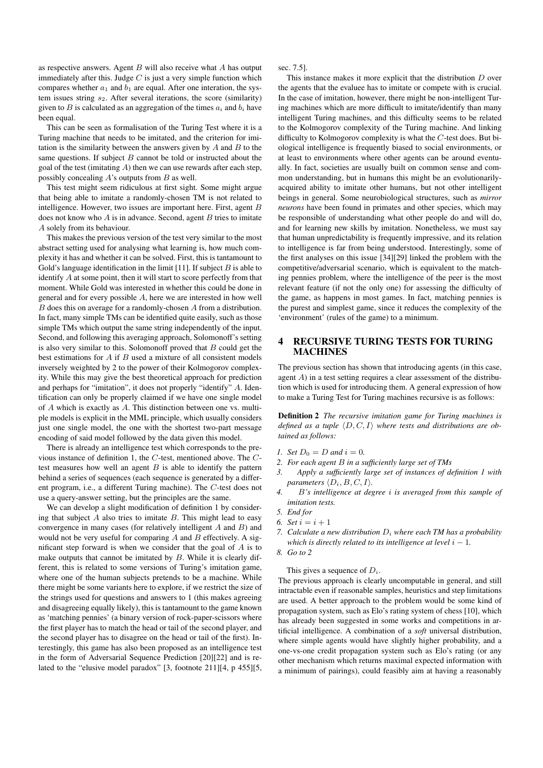as respective answers. Agent $B$ will also receive what $A$ has output immediately after this. Judge $C$ is just a very simple function which compares whether $a_1$ and $b_1$ are equal. After one interaction, the system issues string $s_2$. After several iterations, the score (similarity) given to $B$ is calculated as an aggregation of the times $a_i$ and $b_i$ have been equal.

This can be seen as formalisation of the Turing Test where it is a Turing machine that needs to be imitated, and the criterion for imitation is the similarity between the answers given by $A$ and $B$ to the same questions. If subject $B$ cannot be told or instructed about the goal of the test (imitating $A$) then we can use rewards after each step, possibly concealing $A$'s outputs from $B$ as well.

This test might seem ridiculous at first sight. Some might argue that being able to imitate a randomly-chosen TM is not related to intelligence. However, two issues are important here. First, agent $B$ does not know who $A$ is in advance. Second, agent $B$ tries to imitate $A$ solely from its behaviour.

This makes the previous version of the test very similar to the most abstract setting used for analysing what learning is, how much complexity it has and whether it can be solved. First, this is tantamount to Gold's language identification in the limit [11]. If subject $B$ is able to identify $A$ at some point, then it will start to score perfectly from that moment. While Gold was interested in whether this could be done in general and for every possible $A$, here we are interested in how well $B$ does this on average for a randomly-chosen $A$ from a distribution. In fact, many simple TMs can be identified quite easily, such as those simple TMs which output the same string independently of the input. Second, and following this averaging approach, Solomonoff's setting is also very similar to this. Solomonoff proved that $B$ could get the best estimations for $A$ if $B$ used a mixture of all consistent models inversely weighted by 2 to the power of their Kolmogorov complexity. While this may give the best theoretical approach for prediction and perhaps for "imitation", it does not properly "identify" $A$. Identification can only be properly claimed if we have one single model of $A$ which is exactly as $A$. This distinction between one vs. multiple models is explicit in the MML principle, which usually considers just one single model, the one with the shortest two-part message encoding of said model followed by the data given this model.

There is already an intelligence test which corresponds to the previous instance of definition 1, the $C$-test, mentioned above. The $C$-test measures how well an agent $B$ is able to identify the pattern behind a series of sequences (each sequence is generated by a different program, i.e., a different Turing machine). The $C$-test does not use a query-answer setting, but the principles are the same.

We can develop a slight modification of definition 1 by considering that subject $A$ also tries to imitate $B$. This might lead to easy convergence in many cases (for relatively intelligent $A$ and $B$) and would not be very useful for comparing $A$ and $B$ effectively. A significant step forward is when we consider that the goal of $A$ is to make outputs that cannot be imitated by $B$. While it is clearly different, this is related to some versions of Turing's imitation game, where one of the human subjects pretends to be a machine. While there might be some variants here to explore, if we restrict the size of the strings used for questions and answers to 1 (this makes agreeing and disagreeing equally likely), this is tantamount to the game known as 'matching pennies' (a binary version of rock-paper-scissors where the first player has to match the head or tail of the second player, and the second player has to disagree on the head or tail of the first). Interestingly, this game has also been proposed as an intelligence test in the form of Adversarial Sequence Prediction [20][22] and is related to the "elusive model paradox" [3, footnote 211][4, p 455][5, sec. 7.5].

This instance makes it more explicit that the distribution $D$ over the agents that the evaluee has to imitate or compete with is crucial. In the case of imitation, however, there might be non-intelligent Turing machines which are more difficult to imitate/identify than many intelligent Turing machines, and this difficulty seems to be related to the Kolmogorov complexity of the Turing machine. And linking difficulty to Kolmogorov complexity is what the $C$-test does. But biological intelligence is frequently biased to social environments, or at least to environments where other agents can be around eventually. In fact, societies are usually built on common sense and common understanding, but in humans this might be an evolutionarily-acquired ability to imitate other humans, but not other intelligent beings in general. Some neurobiological structures, such as *mirror neurons* have been found in primates and other species, which may be responsible of understanding what other people do and will do, and for learning new skills by imitation. Nonetheless, we must say that human unpredictability is frequently impressive, and its relation to intelligence is far from being understood. Interestingly, some of the first analyses on this issue [34][29] linked the problem with the competitive/adversarial scenario, which is equivalent to the matching pennies problem, where the intelligence of the peer is the most relevant feature (if not the only one) for assessing the difficulty of the game, as happens in most games. In fact, matching pennies is the purest and simplest game, since it reduces the complexity of the 'environment' (rules of the game) to a minimum.

# 4 RECURSIVE TURING TESTS FOR TURING MACHINES

The previous section has shown that introducing agents (in this case, agent $A$) in a test setting requires a clear assessment of the distribution which is used for introducing them. A general expression of how to make a Turing Test for Turing machines recursive is as follows:

**Definition 2** *The recursive imitation game for Turing machines is defined as a tuple $\langle D, C, I \rangle$ where tests and distributions are obtained as follows:*

1. *Set $D_0 = D$ and $i = 0$.*
2. *For each agent $B$ in a sufficiently large set of TMs*
3. *Apply a sufficiently large set of instances of definition 1 with parameters $\langle D_i, B, C, I \rangle$.*
4. *$B$'s intelligence at degree $i$ is averaged from this sample of imitation tests.*
5. *End for*
6. *Set $i = i + 1$*
7. *Calculate a new distribution $D_i$ where each TM has a probability which is directly related to its intelligence at level $i - 1$.*
8. *Go to 2*

This gives a sequence of $D_i$.

The previous approach is clearly uncomputable in general, and still intractable even if reasonable samples, heuristics and step limitations are used. A better approach to the problem would be some kind of propagation system, such as Elo's rating system of chess [10], which has already been suggested in some works and competitions in artificial intelligence. A combination of a *soft* universal distribution, where simple agents would have slightly higher probability, and a one-vs-one credit propagation system such as Elo's rating (or any other mechanism which returns maximal expected information with a minimum of pairings), could feasibly aim at having a reasonably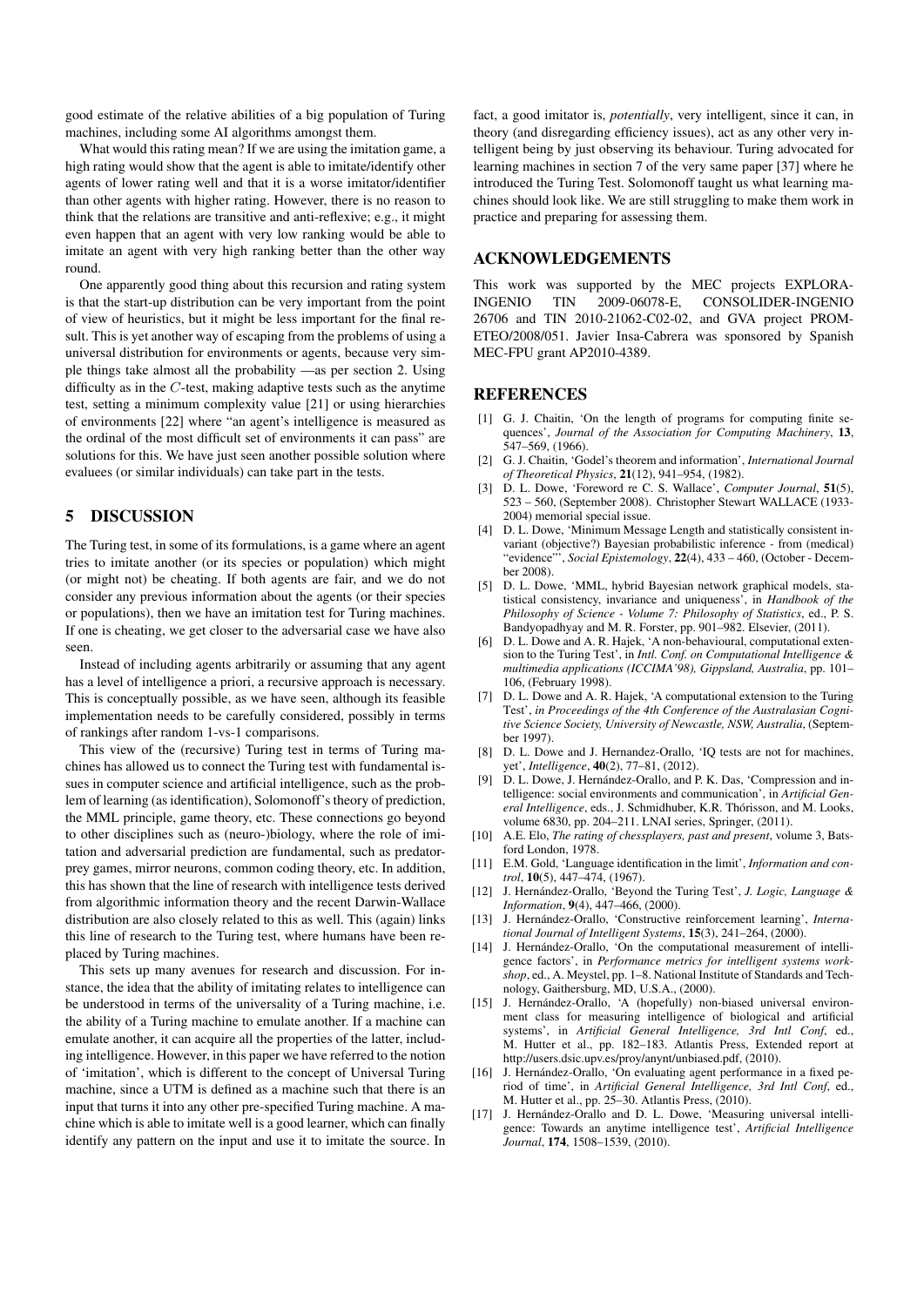good estimate of the relative abilities of a big population of Turing machines, including some AI algorithms amongst them.

What would this rating mean? If we are using the imitation game, a high rating would show that the agent is able to imitate/identify other agents of lower rating well and that it is a worse imitator/identifier than other agents with higher rating. However, there is no reason to think that the relations are transitive and anti-reflexive; e.g., it might even happen that an agent with very low ranking would be able to imitate an agent with very high ranking better than the other way round.

One apparently good thing about this recursion and rating system is that the start-up distribution can be very important from the point of view of heuristics, but it might be less important for the final result. This is yet another way of escaping from the problems of using a universal distribution for environments or agents, because very simple things take almost all the probability —as per section 2. Using difficulty as in the $C$-test, making adaptive tests such as the anytime test, setting a minimum complexity value [21] or using hierarchies of environments [22] where "an agent's intelligence is measured as the ordinal of the most difficult set of environments it can pass" are solutions for this. We have just seen another possible solution where evaluees (or similar individuals) can take part in the tests.

## 5 DISCUSSION

The Turing test, in some of its formulations, is a game where an agent tries to imitate another (or its species or population) which might (or might not) be cheating. If both agents are fair, and we do not consider any previous information about the agents (or their species or populations), then we have an imitation test for Turing machines. If one is cheating, we get closer to the adversarial case we have also seen.

Instead of including agents arbitrarily or assuming that any agent has a level of intelligence a priori, a recursive approach is necessary. This is conceptually possible, as we have seen, although its feasible implementation needs to be carefully considered, possibly in terms of rankings after random 1-vs-1 comparisons.

This view of the (recursive) Turing test in terms of Turing machines has allowed us to connect the Turing test with fundamental issues in computer science and artificial intelligence, such as the problem of learning (as identification), Solomonoff's theory of prediction, the MML principle, game theory, etc. These connections go beyond to other disciplines such as (neuro-)biology, where the role of imitation and adversarial prediction are fundamental, such as predator-prey games, mirror neurons, common coding theory, etc. In addition, this has shown that the line of research with intelligence tests derived from algorithmic information theory and the recent Darwin-Wallace distribution are also closely related to this as well. This (again) links this line of research to the Turing test, where humans have been replaced by Turing machines.

This sets up many avenues for research and discussion. For instance, the idea that the ability of imitating relates to intelligence can be understood in terms of the universality of a Turing machine, i.e. the ability of a Turing machine to emulate another. If a machine can emulate another, it can acquire all the properties of the latter, including intelligence. However, in this paper we have referred to the notion of 'imitation', which is different to the concept of Universal Turing machine, since a UTM is defined as a machine such that there is an input that turns it into any other pre-specified Turing machine. A machine which is able to imitate well is a good learner, which can finally identify any pattern on the input and use it to imitate the source. In fact, a good imitator is, *potentially*, very intelligent, since it can, in theory (and disregarding efficiency issues), act as any other very intelligent being by just observing its behaviour. Turing advocated for learning machines in section 7 of the very same paper [37] where he introduced the Turing Test. Solomonoff taught us what learning machines should look like. We are still struggling to make them work in practice and preparing for assessing them.

## ACKNOWLEDGEMENTS

This work was supported by the MEC projects EXPLORA-INGENIO TIN 2009-06078-E, CONSOLIDER-INGENIO 26706 and TIN 2010-21062-C02-02, and GVA project PROMETEO/2008/051. Javier Insa-Cabrera was sponsored by Spanish MEC-FPU grant AP2010-4389.

## REFERENCES

[1] G. J. Chaitin, 'On the length of programs for computing finite sequences', *Journal of the Association for Computing Machinery*, **13**, 547–569, (1966).

[2] G. J. Chaitin, 'Godel's theorem and information', *International Journal of Theoretical Physics*, **21**(12), 941–954, (1982).

[3] D. L. Dowe, 'Foreword re C. S. Wallace', *Computer Journal*, **51**(5), 523 – 560, (September 2008). Christopher Stewart WALLACE (1933-2004) memorial special issue.

[4] D. L. Dowe, 'Minimum Message Length and statistically consistent invariant (objective?) Bayesian probabilistic inference - from (medical) "evidence"', *Social Epistemology*, **22**(4), 433 – 460, (October - December 2008).

[5] D. L. Dowe, 'MML, hybrid Bayesian network graphical models, statistical consistency, invariance and uniqueness', in *Handbook of the Philosophy of Science - Volume 7: Philosophy of Statistics*, ed., P. S. Bandyopadhyay and M. R. Forster, pp. 901–982. Elsevier, (2011).

[6] D. L. Dowe and A. R. Hajek, 'A non-behavioural, computational extension to the Turing Test', in *Intl. Conf. on Computational Intelligence & multimedia applications (ICCIMA'98), Gippsland, Australia*, pp. 101–106, (February 1998).

[7] D. L. Dowe and A. R. Hajek, 'A computational extension to the Turing Test', *in Proceedings of the 4th Conference of the Australasian Cognitive Science Society, University of Newcastle, NSW, Australia*, (September 1997).

[8] D. L. Dowe and J. Hernandez-Orallo, 'IQ tests are not for machines, yet', *Intelligence*, **40**(2), 77–81, (2012).

[9] D. L. Dowe, J. Hernández-Orallo, and P. K. Das, 'Compression and intelligence: social environments and communication', in *Artificial General Intelligence*, eds., J. Schmidhuber, K.R. Thórisson, and M. Looks, volume 6830, pp. 204–211. LNAI series, Springer, (2011).

[10] A.E. Elo, *The rating of chessplayers, past and present*, volume 3, Batsford London, 1978.

[11] E.M. Gold, 'Language identification in the limit', *Information and control*, **10**(5), 447–474, (1967).

[12] J. Hernández-Orallo, 'Beyond the Turing Test', *J. Logic, Language & Information*, **9**(4), 447–466, (2000).

[13] J. Hernández-Orallo, 'Constructive reinforcement learning', *International Journal of Intelligent Systems*, **15**(3), 241–264, (2000).

[14] J. Hernández-Orallo, 'On the computational measurement of intelligence factors', in *Performance metrics for intelligent systems workshop*, ed., A. Meystel, pp. 1–8. National Institute of Standards and Technology, Gaithersburg, MD, U.S.A., (2000).

[15] J. Hernández-Orallo, 'A (hopefully) non-biased universal environment class for measuring intelligence of biological and artificial systems', in *Artificial General Intelligence, 3rd Intl Conf*, ed., M. Hutter et al., pp. 182–183. Atlantis Press, Extended report at http://users.dsic.upv.es/proy/anynt/unbiased.pdf, (2010).

[16] J. Hernández-Orallo, 'On evaluating agent performance in a fixed period of time', in *Artificial General Intelligence, 3rd Intl Conf*, ed., M. Hutter et al., pp. 25–30. Atlantis Press, (2010).

[17] J. Hernández-Orallo and D. L. Dowe, 'Measuring universal intelligence: Towards an anytime intelligence test', *Artificial Intelligence Journal*, **174**, 1508–1539, (2010).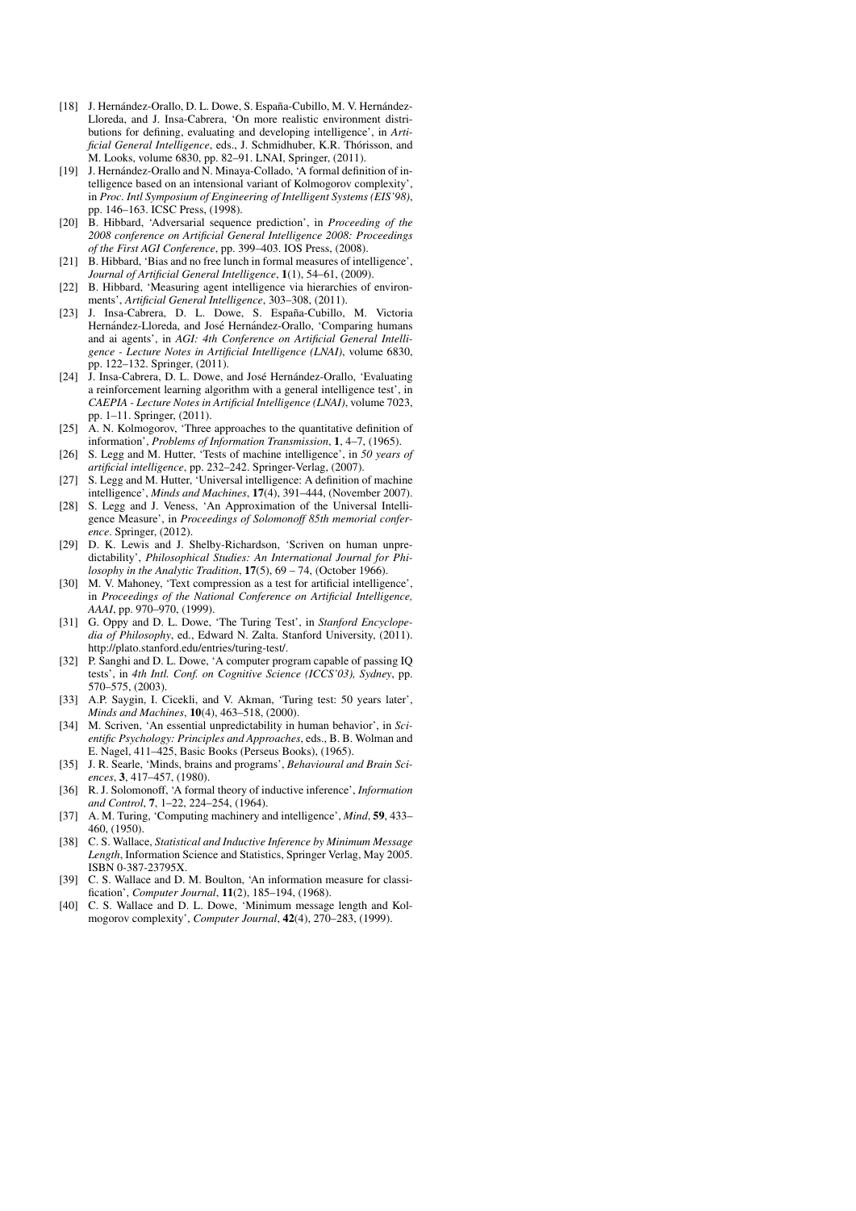[18] J. Hernández-Orallo, D. L. Dowe, S. España-Cubillo, M. V. Hernández-Lloreda, and J. Insa-Cabrera, 'On more realistic environment distributions for defining, evaluating and developing intelligence', in *Artificial General Intelligence*, eds., J. Schmidhuber, K.R. Thórisson, and M. Looks, volume 6830, pp. 82–91. LNAI, Springer, (2011).

[19] J. Hernández-Orallo and N. Minaya-Collado, 'A formal definition of intelligence based on an intensional variant of Kolmogorov complexity', in *Proc. Intl Symposium of Engineering of Intelligent Systems (EIS'98)*, pp. 146–163. ICSC Press, (1998).

[20] B. Hibbard, 'Adversarial sequence prediction', in *Proceeding of the 2008 conference on Artificial General Intelligence 2008: Proceedings of the First AGI Conference*, pp. 399–403. IOS Press, (2008).

[21] B. Hibbard, 'Bias and no free lunch in formal measures of intelligence', *Journal of Artificial General Intelligence*, **1**(1), 54–61, (2009).

[22] B. Hibbard, 'Measuring agent intelligence via hierarchies of environments', *Artificial General Intelligence*, 303–308, (2011).

[23] J. Insa-Cabrera, D. L. Dowe, S. España-Cubillo, M. Victoria Hernández-Lloreda, and José Hernández-Orallo, 'Comparing humans and ai agents', in *AGI: 4th Conference on Artificial General Intelligence - Lecture Notes in Artificial Intelligence (LNAI)*, volume 6830, pp. 122–132. Springer, (2011).

[24] J. Insa-Cabrera, D. L. Dowe, and José Hernández-Orallo, 'Evaluating a reinforcement learning algorithm with a general intelligence test', in *CAEPIA - Lecture Notes in Artificial Intelligence (LNAI)*, volume 7023, pp. 1–11. Springer, (2011).

[25] A. N. Kolmogorov, 'Three approaches to the quantitative definition of information', *Problems of Information Transmission*, **1**, 4–7, (1965).

[26] S. Legg and M. Hutter, 'Tests of machine intelligence', in *50 years of artificial intelligence*, pp. 232–242. Springer-Verlag, (2007).

[27] S. Legg and M. Hutter, 'Universal intelligence: A definition of machine intelligence', *Minds and Machines*, **17**(4), 391–444, (November 2007).

[28] S. Legg and J. Veness, 'An Approximation of the Universal Intelligence Measure', in *Proceedings of Solomonoff 85th memorial conference*. Springer, (2012).

[29] D. K. Lewis and J. Shelby-Richardson, 'Scriven on human unpredictability', *Philosophical Studies: An International Journal for Philosophy in the Analytic Tradition*, **17**(5), 69 – 74, (October 1966).

[30] M. V. Mahoney, 'Text compression as a test for artificial intelligence', in *Proceedings of the National Conference on Artificial Intelligence, AAAI*, pp. 970–970, (1999).

[31] G. Oppy and D. L. Dowe, 'The Turing Test', in *Stanford Encyclopedia of Philosophy*, ed., Edward N. Zalta. Stanford University, (2011). http://plato.stanford.edu/entries/turing-test/.

[32] P. Sanghi and D. L. Dowe, 'A computer program capable of passing IQ tests', in *4th Intl. Conf. on Cognitive Science (ICCS'03), Sydney*, pp. 570–575, (2003).

[33] A.P. Saygin, I. Cicekli, and V. Akman, 'Turing test: 50 years later', *Minds and Machines*, **10**(4), 463–518, (2000).

[34] M. Scriven, 'An essential unpredictability in human behavior', in *Scientific Psychology: Principles and Approaches*, eds., B. B. Wolman and E. Nagel, 411–425, Basic Books (Perseus Books), (1965).

[35] J. R. Searle, 'Minds, brains and programs', *Behavioural and Brain Sciences*, **3**, 417–457, (1980).

[36] R. J. Solomonoff, 'A formal theory of inductive inference', *Information and Control*, **7**, 1–22, 224–254, (1964).

[37] A. M. Turing, 'Computing machinery and intelligence', *Mind*, **59**, 433–460, (1950).

[38] C. S. Wallace, *Statistical and Inductive Inference by Minimum Message Length*, Information Science and Statistics, Springer Verlag, May 2005. ISBN 0-387-23795X.

[39] C. S. Wallace and D. M. Boulton, 'An information measure for classification', *Computer Journal*, **11**(2), 185–194, (1968).

[40] C. S. Wallace and D. L. Dowe, 'Minimum message length and Kolmogorov complexity', *Computer Journal*, **42**(4), 270–283, (1999).